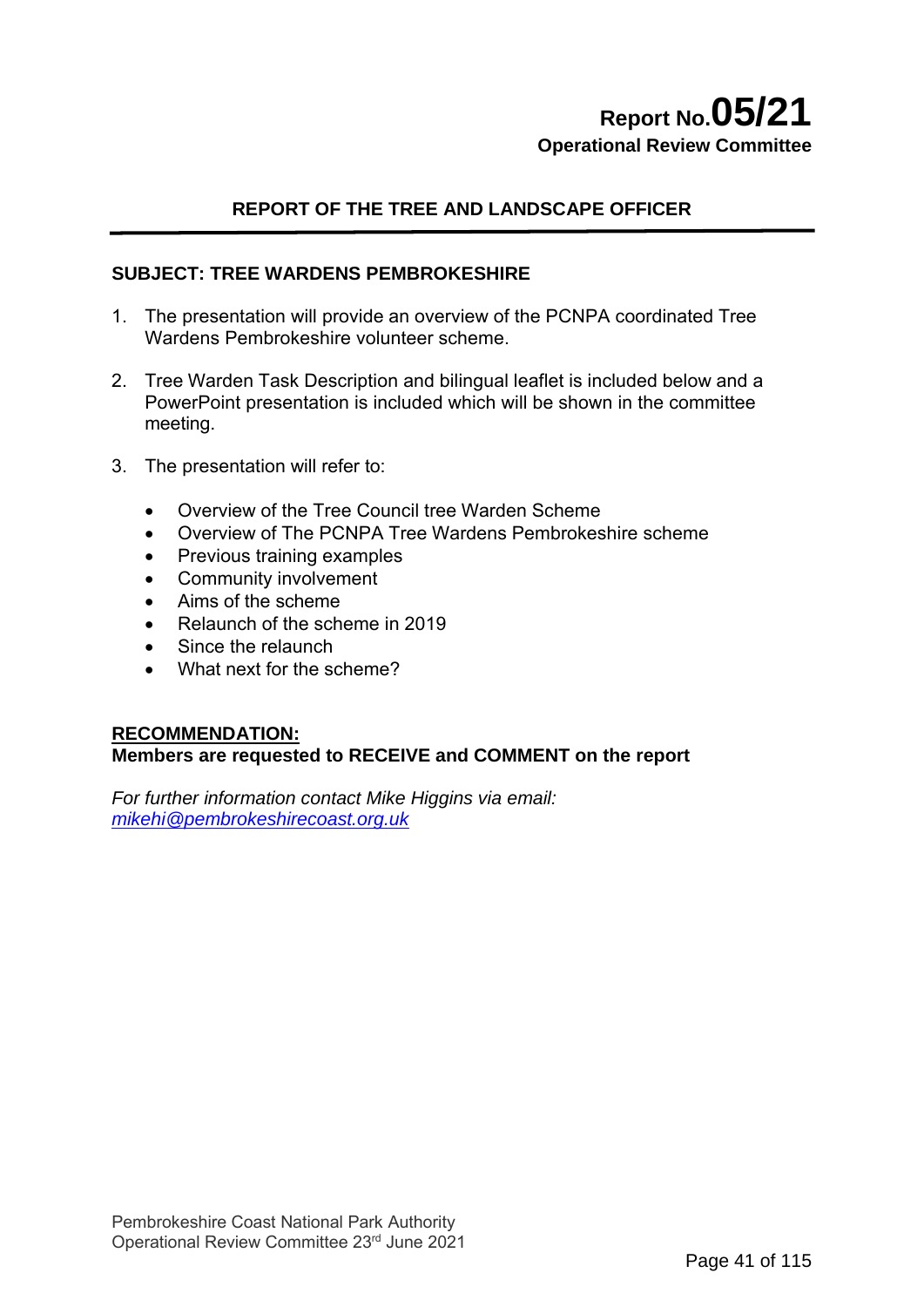**Report No.05/21**
**Operational Review Committee**

## REPORT OF THE TREE AND LANDSCAPE OFFICER

### SUBJECT: TREE WARDENS PEMBROKESHIRE

1. The presentation will provide an overview of the PCNPA coordinated Tree Wardens Pembrokeshire volunteer scheme.

2. Tree Warden Task Description and bilingual leaflet is included below and a PowerPoint presentation is included which will be shown in the committee meeting.

3. The presentation will refer to:

   - Overview of the Tree Council tree Warden Scheme
   - Overview of The PCNPA Tree Wardens Pembrokeshire scheme
   - Previous training examples
   - Community involvement
   - Aims of the scheme
   - Relaunch of the scheme in 2019
   - Since the relaunch
   - What next for the scheme?

**RECOMMENDATION:**
**Members are requested to RECEIVE and COMMENT on the report**

*For further information contact Mike Higgins via email: mikehi@pembrokeshirecoast.org.uk*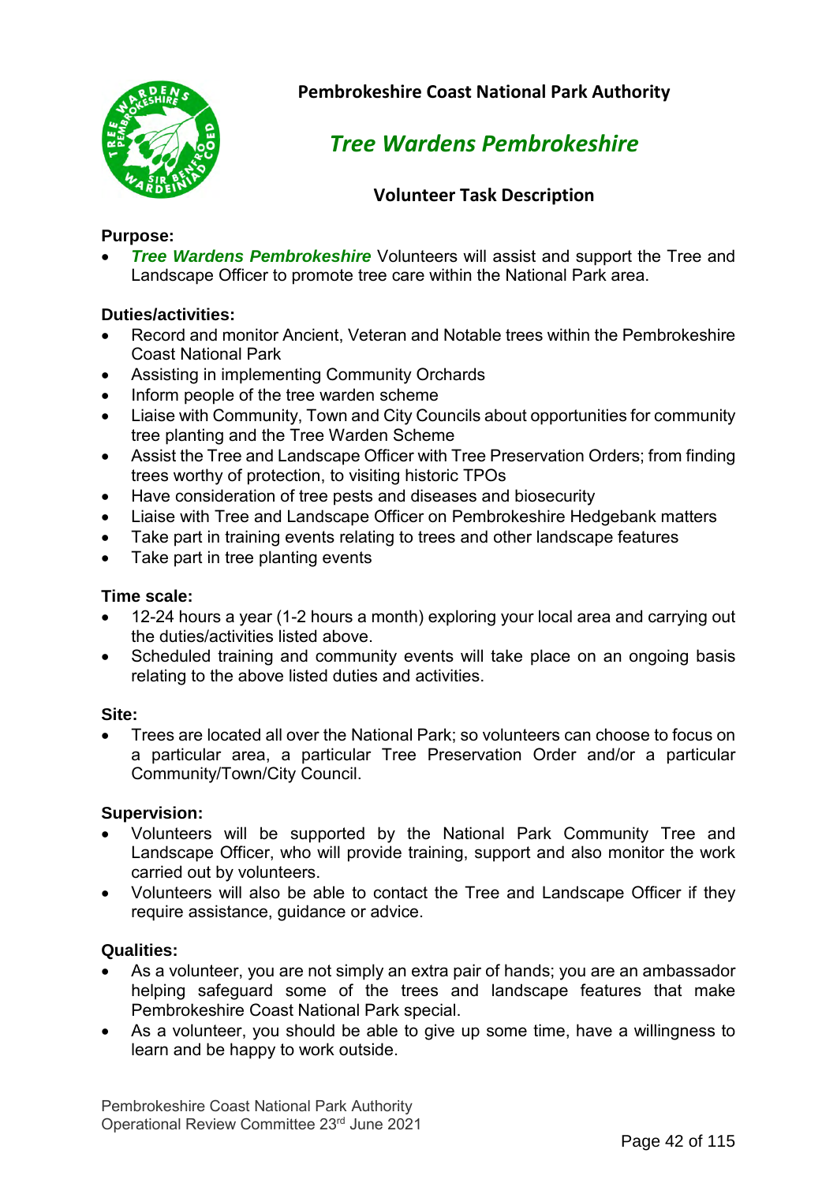**Pembrokeshire Coast National Park Authority**

# *Tree Wardens Pembrokeshire*

## Volunteer Task Description

**Purpose:**

- ***Tree Wardens Pembrokeshire*** Volunteers will assist and support the Tree and Landscape Officer to promote tree care within the National Park area.

**Duties/activities:**

- Record and monitor Ancient, Veteran and Notable trees within the Pembrokeshire Coast National Park
- Assisting in implementing Community Orchards
- Inform people of the tree warden scheme
- Liaise with Community, Town and City Councils about opportunities for community tree planting and the Tree Warden Scheme
- Assist the Tree and Landscape Officer with Tree Preservation Orders; from finding trees worthy of protection, to visiting historic TPOs
- Have consideration of tree pests and diseases and biosecurity
- Liaise with Tree and Landscape Officer on Pembrokeshire Hedgebank matters
- Take part in training events relating to trees and other landscape features
- Take part in tree planting events

**Time scale:**

- 12-24 hours a year (1-2 hours a month) exploring your local area and carrying out the duties/activities listed above.
- Scheduled training and community events will take place on an ongoing basis relating to the above listed duties and activities.

**Site:**

- Trees are located all over the National Park; so volunteers can choose to focus on a particular area, a particular Tree Preservation Order and/or a particular Community/Town/City Council.

**Supervision:**

- Volunteers will be supported by the National Park Community Tree and Landscape Officer, who will provide training, support and also monitor the work carried out by volunteers.
- Volunteers will also be able to contact the Tree and Landscape Officer if they require assistance, guidance or advice.

**Qualities:**

- As a volunteer, you are not simply an extra pair of hands; you are an ambassador helping safeguard some of the trees and landscape features that make Pembrokeshire Coast National Park special.
- As a volunteer, you should be able to give up some time, have a willingness to learn and be happy to work outside.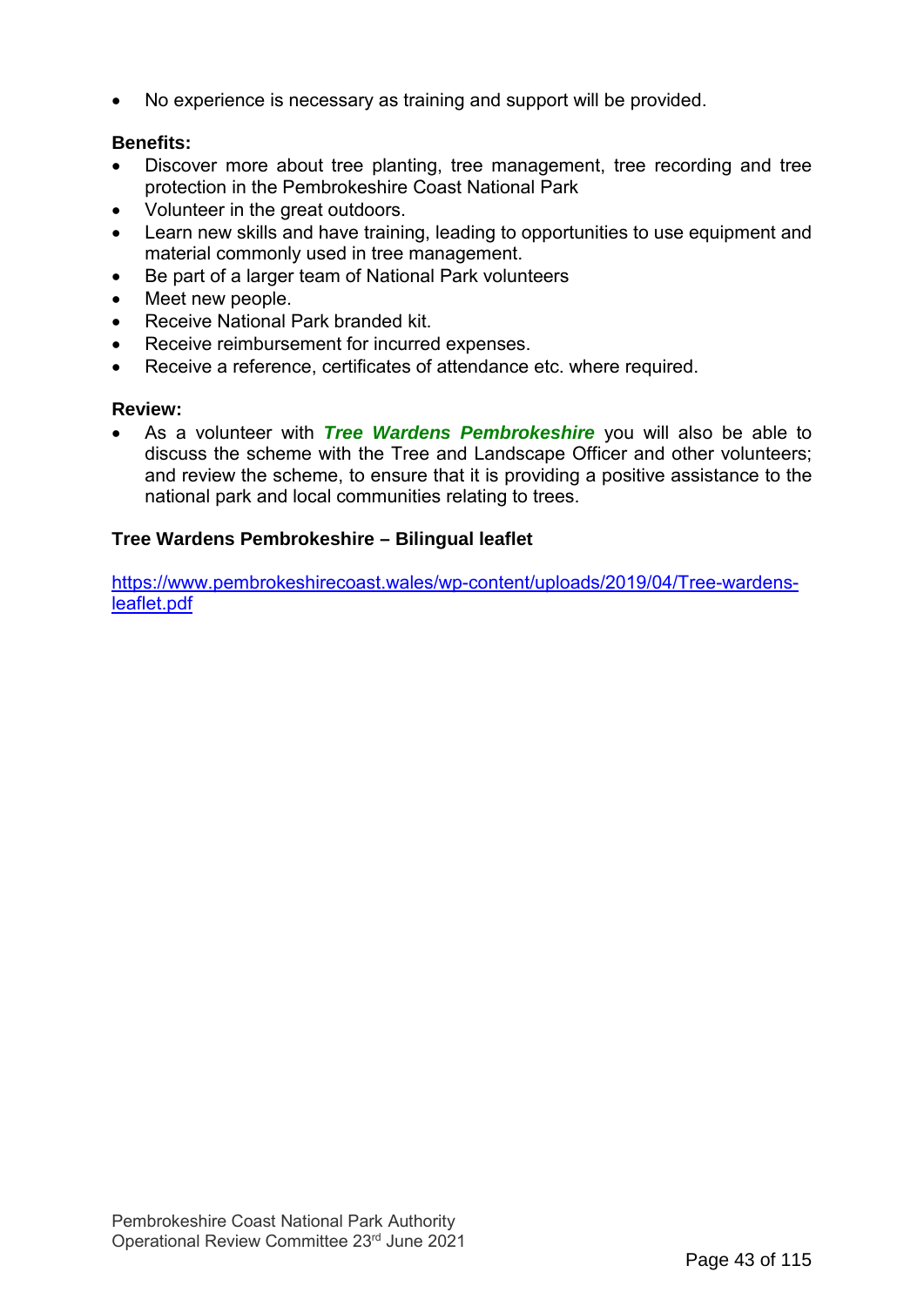- No experience is necessary as training and support will be provided.

**Benefits:**

- Discover more about tree planting, tree management, tree recording and tree protection in the Pembrokeshire Coast National Park
- Volunteer in the great outdoors.
- Learn new skills and have training, leading to opportunities to use equipment and material commonly used in tree management.
- Be part of a larger team of National Park volunteers
- Meet new people.
- Receive National Park branded kit.
- Receive reimbursement for incurred expenses.
- Receive a reference, certificates of attendance etc. where required.

**Review:**

- As a volunteer with ***Tree Wardens Pembrokeshire*** you will also be able to discuss the scheme with the Tree and Landscape Officer and other volunteers; and review the scheme, to ensure that it is providing a positive assistance to the national park and local communities relating to trees.

**Tree Wardens Pembrokeshire – Bilingual leaflet**

https://www.pembrokeshirecoast.wales/wp-content/uploads/2019/04/Tree-wardens-leaflet.pdf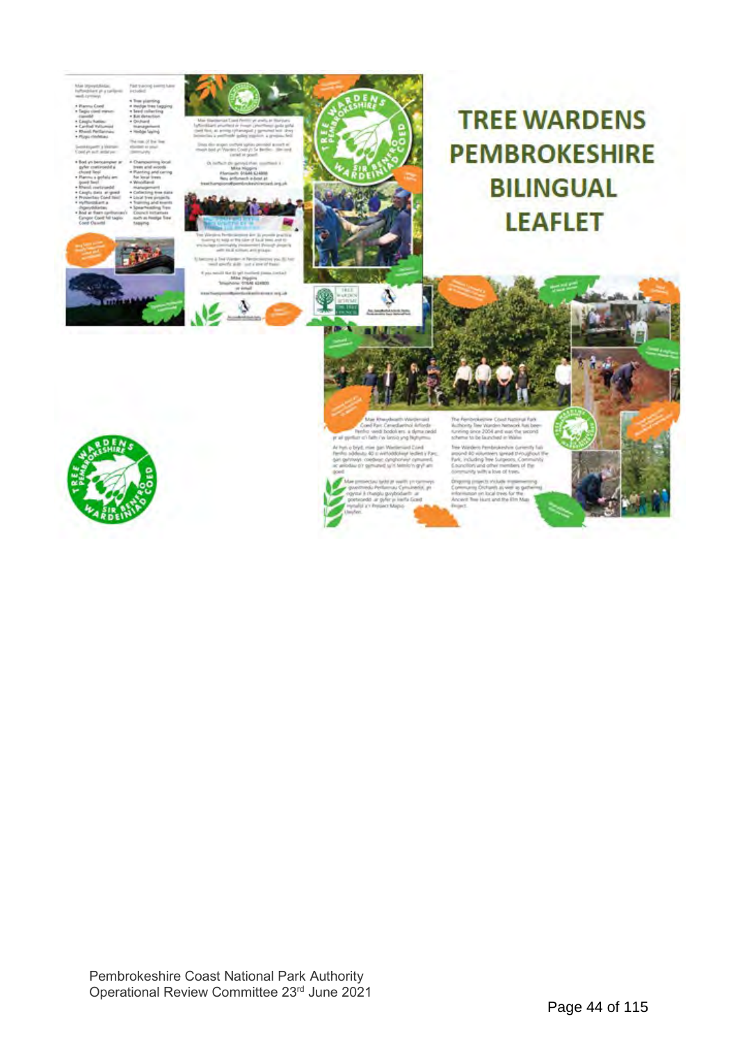# TREE WARDENS PEMBROKESHIRE BILINGUAL LEAFLET